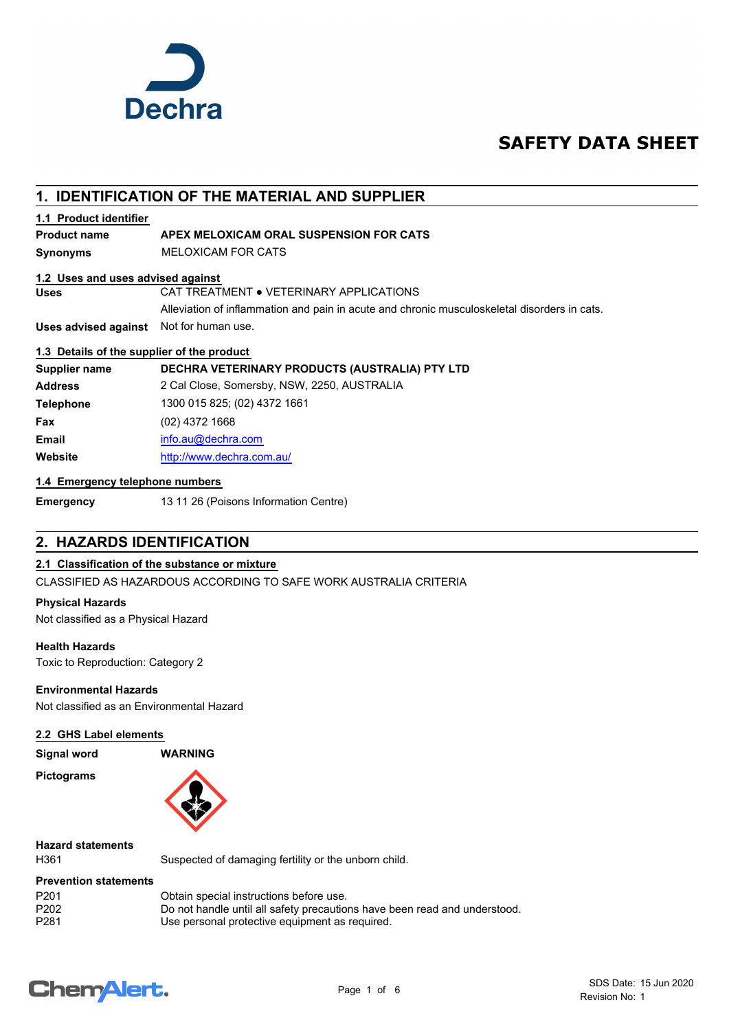Dechra

# SAFETY DATA SHEET

## 1. IDENTIFICATION OF THE MATERIAL AND SUPPLIER

### 1.1 Product identifier

**Product name** APEX MELOXICAM ORAL SUSPENSION FOR CATS

**Synonyms** MELOXICAM FOR CATS

### 1.2 Uses and uses advised against

**Uses** CAT TREATMENT ● VETERINARY APPLICATIONS

Alleviation of inflammation and pain in acute and chronic musculoskeletal disorders in cats.

**Uses advised against** Not for human use.

### 1.3 Details of the supplier of the product

**Supplier name** DECHRA VETERINARY PRODUCTS (AUSTRALIA) PTY LTD

**Address** 2 Cal Close, Somersby, NSW, 2250, AUSTRALIA

**Telephone** 1300 015 825; (02) 4372 1661

**Fax** (02) 4372 1668

**Email** info.au@dechra.com

**Website** http://www.dechra.com.au/

### 1.4 Emergency telephone numbers

**Emergency** 13 11 26 (Poisons Information Centre)

## 2. HAZARDS IDENTIFICATION

### 2.1 Classification of the substance or mixture

CLASSIFIED AS HAZARDOUS ACCORDING TO SAFE WORK AUSTRALIA CRITERIA

**Physical Hazards**

Not classified as a Physical Hazard

**Health Hazards**

Toxic to Reproduction: Category 2

**Environmental Hazards**

Not classified as an Environmental Hazard

### 2.2 GHS Label elements

**Signal word** WARNING

**Pictograms**

**Hazard statements**

| | |
|---|---|
| H361 | Suspected of damaging fertility or the unborn child. |

**Prevention statements**

| | |
|---|---|
| P201 | Obtain special instructions before use. |
| P202 | Do not handle until all safety precautions have been read and understood. |
| P281 | Use personal protective equipment as required. |

SDS Date: 15 Jun 2020
Revision No: 1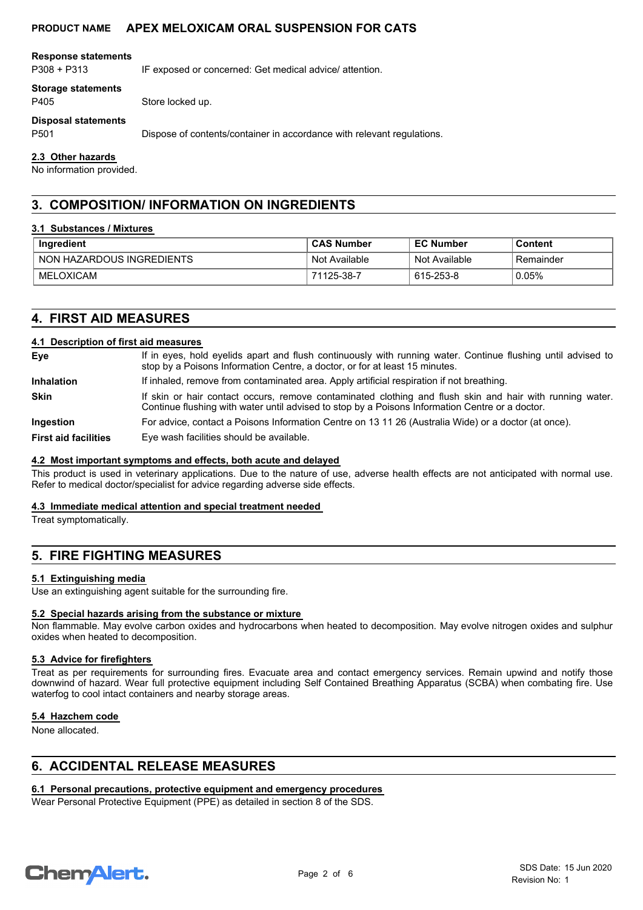**Response statements**

P308 + P313 IF exposed or concerned: Get medical advice/ attention.

**Storage statements**

P405 Store locked up.

**Disposal statements**

P501 Dispose of contents/container in accordance with relevant regulations.

### 2.3 Other hazards

No information provided.

## 3. COMPOSITION/ INFORMATION ON INGREDIENTS

### 3.1 Substances / Mixtures

| Ingredient | CAS Number | EC Number | Content |
|---|---|---|---|
| NON HAZARDOUS INGREDIENTS | Not Available | Not Available | Remainder |
| MELOXICAM | 71125-38-7 | 615-253-8 | 0.05% |

## 4. FIRST AID MEASURES

### 4.1 Description of first aid measures

**Eye** If in eyes, hold eyelids apart and flush continuously with running water. Continue flushing until advised to stop by a Poisons Information Centre, a doctor, or for at least 15 minutes.

**Inhalation** If inhaled, remove from contaminated area. Apply artificial respiration if not breathing.

**Skin** If skin or hair contact occurs, remove contaminated clothing and flush skin and hair with running water. Continue flushing with water until advised to stop by a Poisons Information Centre or a doctor.

**Ingestion** For advice, contact a Poisons Information Centre on 13 11 26 (Australia Wide) or a doctor (at once).

**First aid facilities** Eye wash facilities should be available.

### 4.2 Most important symptoms and effects, both acute and delayed

This product is used in veterinary applications. Due to the nature of use, adverse health effects are not anticipated with normal use. Refer to medical doctor/specialist for advice regarding adverse side effects.

### 4.3 Immediate medical attention and special treatment needed

Treat symptomatically.

## 5. FIRE FIGHTING MEASURES

### 5.1 Extinguishing media

Use an extinguishing agent suitable for the surrounding fire.

### 5.2 Special hazards arising from the substance or mixture

Non flammable. May evolve carbon oxides and hydrocarbons when heated to decomposition. May evolve nitrogen oxides and sulphur oxides when heated to decomposition.

### 5.3 Advice for firefighters

Treat as per requirements for surrounding fires. Evacuate area and contact emergency services. Remain upwind and notify those downwind of hazard. Wear full protective equipment including Self Contained Breathing Apparatus (SCBA) when combating fire. Use waterfog to cool intact containers and nearby storage areas.

### 5.4 Hazchem code

None allocated.

## 6. ACCIDENTAL RELEASE MEASURES

### 6.1 Personal precautions, protective equipment and emergency procedures

Wear Personal Protective Equipment (PPE) as detailed in section 8 of the SDS.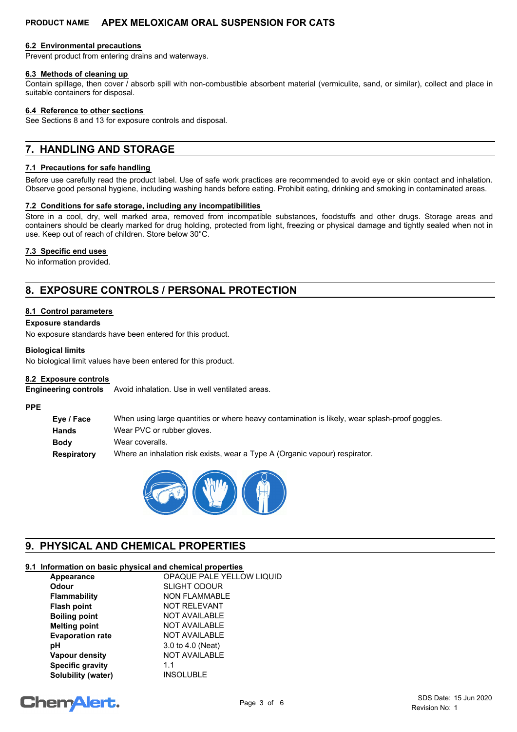### 6.2 Environmental precautions

Prevent product from entering drains and waterways.

### 6.3 Methods of cleaning up

Contain spillage, then cover / absorb spill with non-combustible absorbent material (vermiculite, sand, or similar), collect and place in suitable containers for disposal.

### 6.4 Reference to other sections

See Sections 8 and 13 for exposure controls and disposal.

## 7. HANDLING AND STORAGE

### 7.1 Precautions for safe handling

Before use carefully read the product label. Use of safe work practices are recommended to avoid eye or skin contact and inhalation. Observe good personal hygiene, including washing hands before eating. Prohibit eating, drinking and smoking in contaminated areas.

### 7.2 Conditions for safe storage, including any incompatibilities

Store in a cool, dry, well marked area, removed from incompatible substances, foodstuffs and other drugs. Storage areas and containers should be clearly marked for drug holding, protected from light, freezing or physical damage and tightly sealed when not in use. Keep out of reach of children. Store below 30°C.

### 7.3 Specific end uses

No information provided.

## 8. EXPOSURE CONTROLS / PERSONAL PROTECTION

### 8.1 Control parameters

**Exposure standards**

No exposure standards have been entered for this product.

**Biological limits**

No biological limit values have been entered for this product.

### 8.2 Exposure controls

**Engineering controls** Avoid inhalation. Use in well ventilated areas.

**PPE**

| | |
|---|---|
| **Eye / Face** | When using large quantities or where heavy contamination is likely, wear splash-proof goggles. |
| **Hands** | Wear PVC or rubber gloves. |
| **Body** | Wear coveralls. |
| **Respiratory** | Where an inhalation risk exists, wear a Type A (Organic vapour) respirator. |

## 9. PHYSICAL AND CHEMICAL PROPERTIES

### 9.1 Information on basic physical and chemical properties

| | |
|---|---|
| **Appearance** | OPAQUE PALE YELLOW LIQUID |
| **Odour** | SLIGHT ODOUR |
| **Flammability** | NON FLAMMABLE |
| **Flash point** | NOT RELEVANT |
| **Boiling point** | NOT AVAILABLE |
| **Melting point** | NOT AVAILABLE |
| **Evaporation rate** | NOT AVAILABLE |
| **pH** | 3.0 to 4.0 (Neat) |
| **Vapour density** | NOT AVAILABLE |
| **Specific gravity** | 1.1 |
| **Solubility (water)** | INSOLUBLE |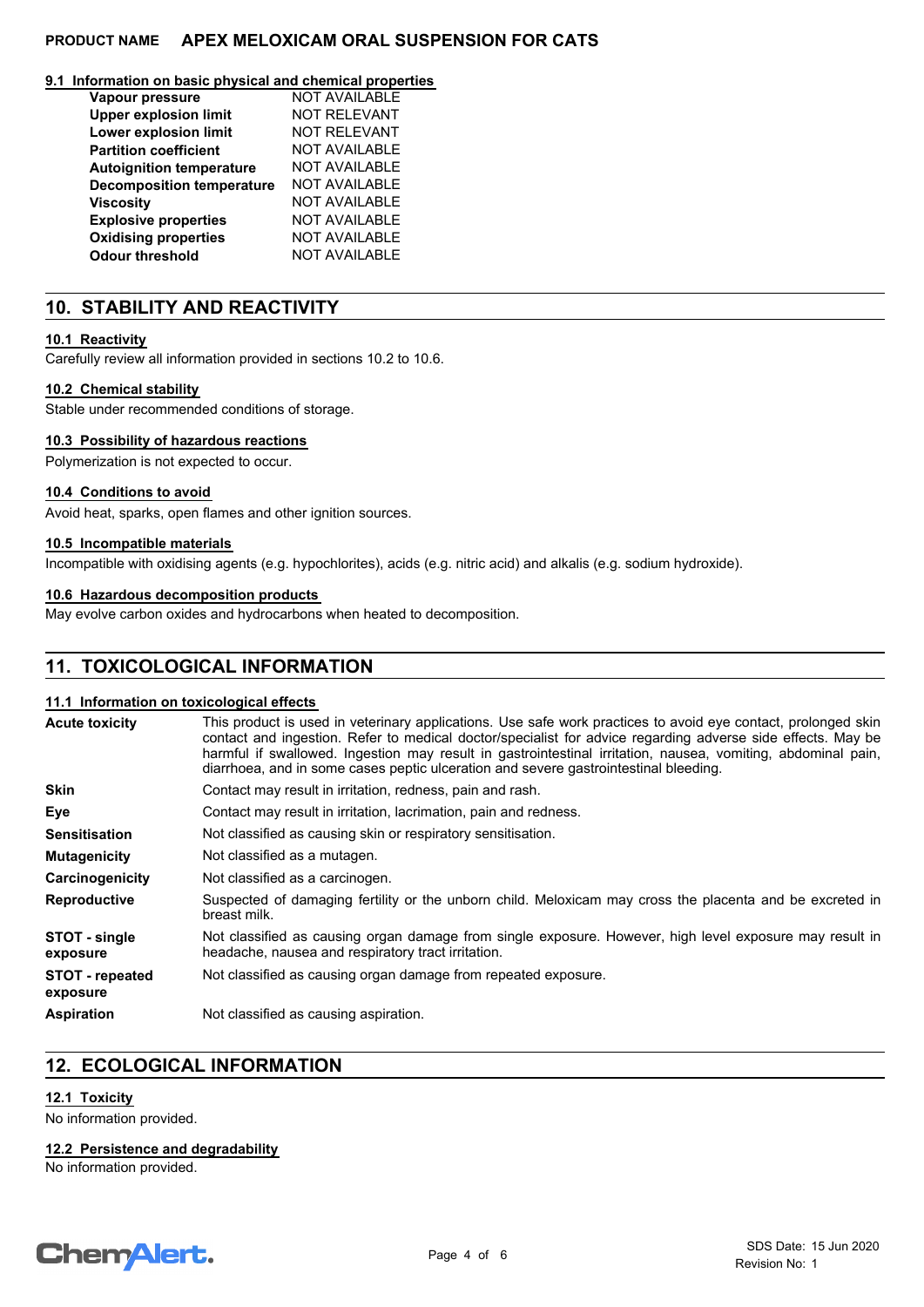### 9.1 Information on basic physical and chemical properties

| | |
|---|---|
| **Vapour pressure** | NOT AVAILABLE |
| **Upper explosion limit** | NOT RELEVANT |
| **Lower explosion limit** | NOT RELEVANT |
| **Partition coefficient** | NOT AVAILABLE |
| **Autoignition temperature** | NOT AVAILABLE |
| **Decomposition temperature** | NOT AVAILABLE |
| **Viscosity** | NOT AVAILABLE |
| **Explosive properties** | NOT AVAILABLE |
| **Oxidising properties** | NOT AVAILABLE |
| **Odour threshold** | NOT AVAILABLE |

## 10. STABILITY AND REACTIVITY

### 10.1 Reactivity

Carefully review all information provided in sections 10.2 to 10.6.

### 10.2 Chemical stability

Stable under recommended conditions of storage.

### 10.3 Possibility of hazardous reactions

Polymerization is not expected to occur.

### 10.4 Conditions to avoid

Avoid heat, sparks, open flames and other ignition sources.

### 10.5 Incompatible materials

Incompatible with oxidising agents (e.g. hypochlorites), acids (e.g. nitric acid) and alkalis (e.g. sodium hydroxide).

### 10.6 Hazardous decomposition products

May evolve carbon oxides and hydrocarbons when heated to decomposition.

## 11. TOXICOLOGICAL INFORMATION

### 11.1 Information on toxicological effects

| | |
|---|---|
| **Acute toxicity** | This product is used in veterinary applications. Use safe work practices to avoid eye contact, prolonged skin contact and ingestion. Refer to medical doctor/specialist for advice regarding adverse side effects. May be harmful if swallowed. Ingestion may result in gastrointestinal irritation, nausea, vomiting, abdominal pain, diarrhoea, and in some cases peptic ulceration and severe gastrointestinal bleeding. |
| **Skin** | Contact may result in irritation, redness, pain and rash. |
| **Eye** | Contact may result in irritation, lacrimation, pain and redness. |
| **Sensitisation** | Not classified as causing skin or respiratory sensitisation. |
| **Mutagenicity** | Not classified as a mutagen. |
| **Carcinogenicity** | Not classified as a carcinogen. |
| **Reproductive** | Suspected of damaging fertility or the unborn child. Meloxicam may cross the placenta and be excreted in breast milk. |
| **STOT - single exposure** | Not classified as causing organ damage from single exposure. However, high level exposure may result in headache, nausea and respiratory tract irritation. |
| **STOT - repeated exposure** | Not classified as causing organ damage from repeated exposure. |
| **Aspiration** | Not classified as causing aspiration. |

## 12. ECOLOGICAL INFORMATION

### 12.1 Toxicity

No information provided.

### 12.2 Persistence and degradability

No information provided.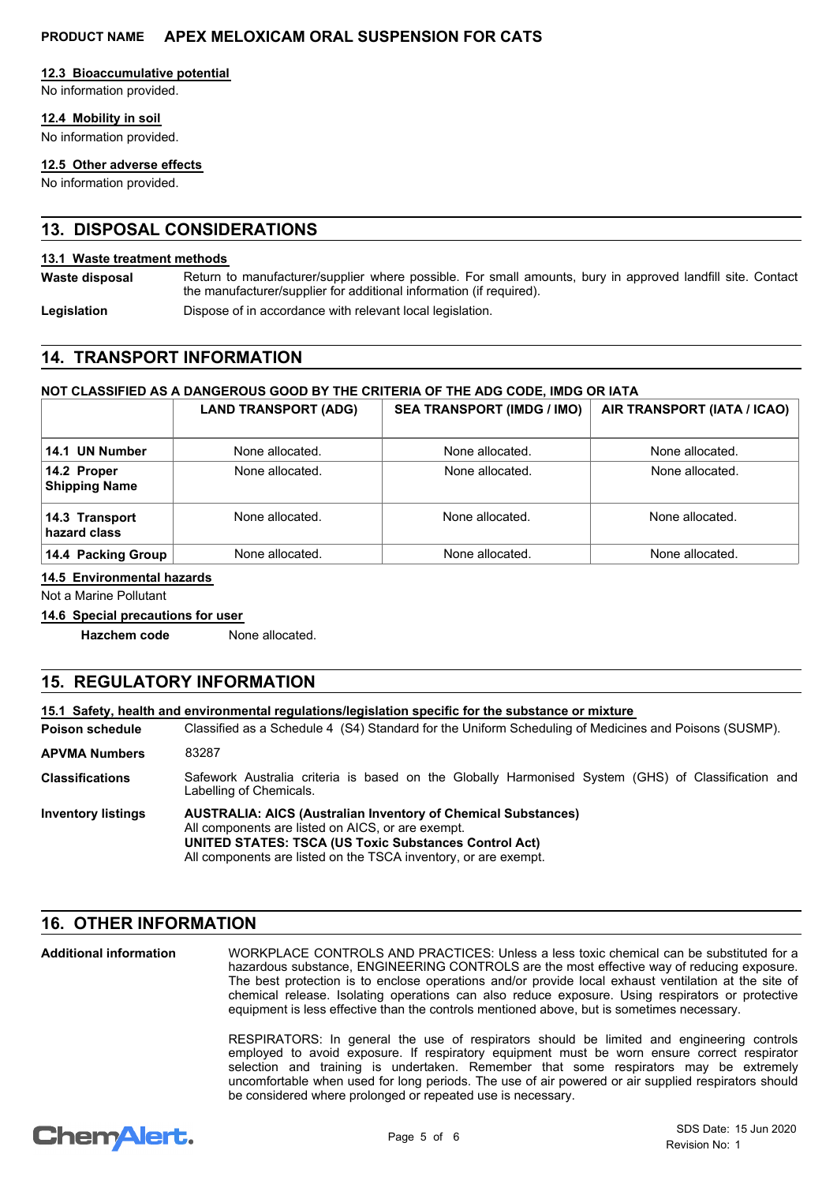### 12.3 Bioaccumulative potential

No information provided.

### 12.4 Mobility in soil

No information provided.

### 12.5 Other adverse effects

No information provided.

## 13. DISPOSAL CONSIDERATIONS

### 13.1 Waste treatment methods

**Waste disposal** Return to manufacturer/supplier where possible. For small amounts, bury in approved landfill site. Contact the manufacturer/supplier for additional information (if required).

**Legislation** Dispose of in accordance with relevant local legislation.

## 14. TRANSPORT INFORMATION

**NOT CLASSIFIED AS A DANGEROUS GOOD BY THE CRITERIA OF THE ADG CODE, IMDG OR IATA**

| | LAND TRANSPORT (ADG) | SEA TRANSPORT (IMDG / IMO) | AIR TRANSPORT (IATA / ICAO) |
|---|---|---|---|
| **14.1 UN Number** | None allocated. | None allocated. | None allocated. |
| **14.2 Proper Shipping Name** | None allocated. | None allocated. | None allocated. |
| **14.3 Transport hazard class** | None allocated. | None allocated. | None allocated. |
| **14.4 Packing Group** | None allocated. | None allocated. | None allocated. |

### 14.5 Environmental hazards

Not a Marine Pollutant

### 14.6 Special precautions for user

**Hazchem code** None allocated.

## 15. REGULATORY INFORMATION

### 15.1 Safety, health and environmental regulations/legislation specific for the substance or mixture

**Poison schedule** Classified as a Schedule 4 (S4) Standard for the Uniform Scheduling of Medicines and Poisons (SUSMP).

**APVMA Numbers** 83287

**Classifications** Safework Australia criteria is based on the Globally Harmonised System (GHS) of Classification and Labelling of Chemicals.

**Inventory listings** **AUSTRALIA: AICS (Australian Inventory of Chemical Substances)**
All components are listed on AICS, or are exempt.
**UNITED STATES: TSCA (US Toxic Substances Control Act)**
All components are listed on the TSCA inventory, or are exempt.

## 16. OTHER INFORMATION

**Additional information** WORKPLACE CONTROLS AND PRACTICES: Unless a less toxic chemical can be substituted for a hazardous substance, ENGINEERING CONTROLS are the most effective way of reducing exposure. The best protection is to enclose operations and/or provide local exhaust ventilation at the site of chemical release. Isolating operations can also reduce exposure. Using respirators or protective equipment is less effective than the controls mentioned above, but is sometimes necessary.

RESPIRATORS: In general the use of respirators should be limited and engineering controls employed to avoid exposure. If respiratory equipment must be worn ensure correct respirator selection and training is undertaken. Remember that some respirators may be extremely uncomfortable when used for long periods. The use of air powered or air supplied respirators should be considered where prolonged or repeated use is necessary.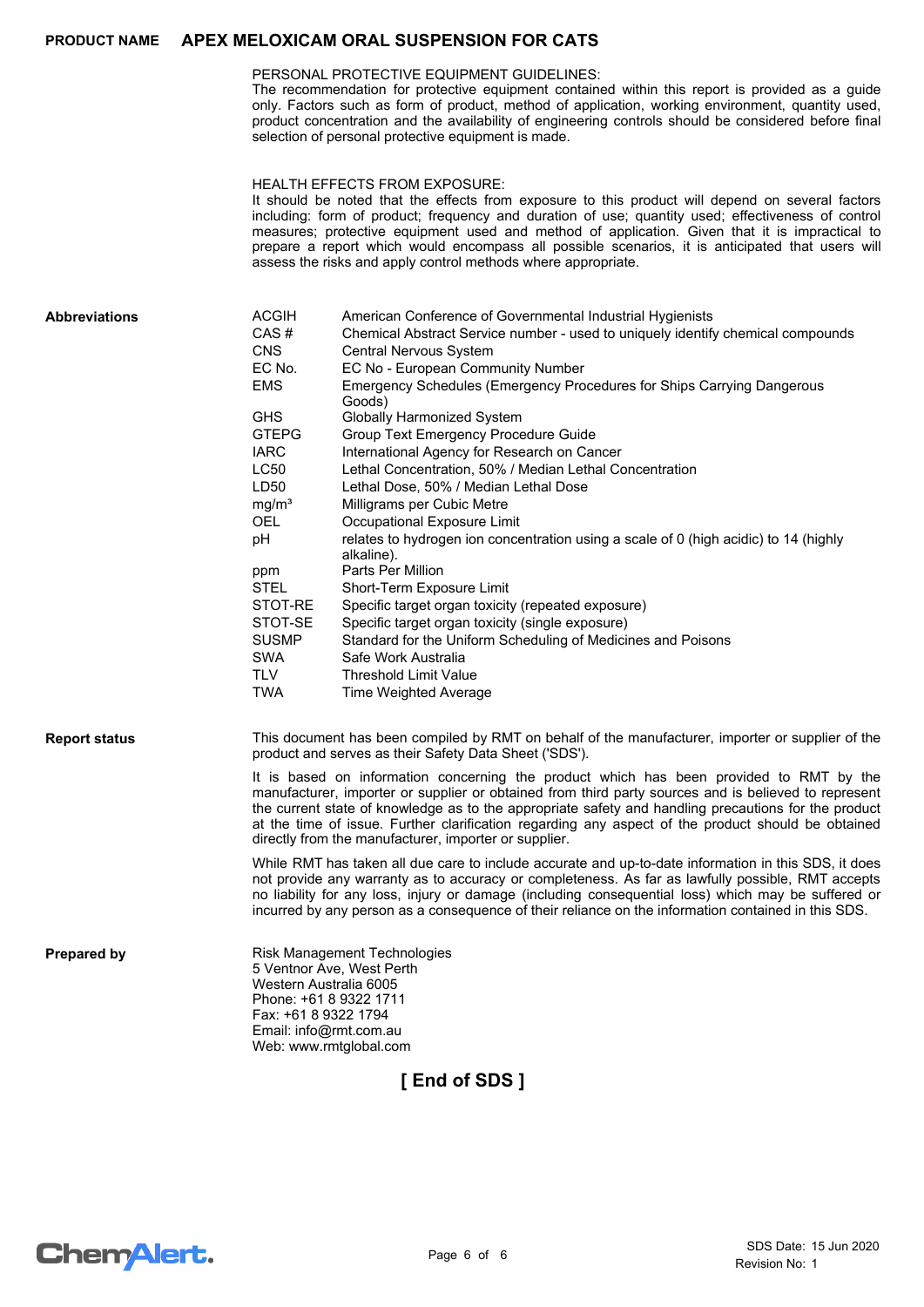PERSONAL PROTECTIVE EQUIPMENT GUIDELINES:
The recommendation for protective equipment contained within this report is provided as a guide only. Factors such as form of product, method of application, working environment, quantity used, product concentration and the availability of engineering controls should be considered before final selection of personal protective equipment is made.

HEALTH EFFECTS FROM EXPOSURE:
It should be noted that the effects from exposure to this product will depend on several factors including: form of product; frequency and duration of use; quantity used; effectiveness of control measures; protective equipment used and method of application. Given that it is impractical to prepare a report which would encompass all possible scenarios, it is anticipated that users will assess the risks and apply control methods where appropriate.

**Abbreviations**

| | |
|---|---|
| ACGIH | American Conference of Governmental Industrial Hygienists |
| CAS # | Chemical Abstract Service number - used to uniquely identify chemical compounds |
| CNS | Central Nervous System |
| EC No. | EC No - European Community Number |
| EMS | Emergency Schedules (Emergency Procedures for Ships Carrying Dangerous Goods) |
| GHS | Globally Harmonized System |
| GTEPG | Group Text Emergency Procedure Guide |
| IARC | International Agency for Research on Cancer |
| LC50 | Lethal Concentration, 50% / Median Lethal Concentration |
| LD50 | Lethal Dose, 50% / Median Lethal Dose |
| $mg/m^3$ | Milligrams per Cubic Metre |
| OEL | Occupational Exposure Limit |
| pH | relates to hydrogen ion concentration using a scale of 0 (high acidic) to 14 (highly alkaline). |
| ppm | Parts Per Million |
| STEL | Short-Term Exposure Limit |
| STOT-RE | Specific target organ toxicity (repeated exposure) |
| STOT-SE | Specific target organ toxicity (single exposure) |
| SUSMP | Standard for the Uniform Scheduling of Medicines and Poisons |
| SWA | Safe Work Australia |
| TLV | Threshold Limit Value |
| TWA | Time Weighted Average |

**Report status**

This document has been compiled by RMT on behalf of the manufacturer, importer or supplier of the product and serves as their Safety Data Sheet ('SDS').

It is based on information concerning the product which has been provided to RMT by the manufacturer, importer or supplier or obtained from third party sources and is believed to represent the current state of knowledge as to the appropriate safety and handling precautions for the product at the time of issue. Further clarification regarding any aspect of the product should be obtained directly from the manufacturer, importer or supplier.

While RMT has taken all due care to include accurate and up-to-date information in this SDS, it does not provide any warranty as to accuracy or completeness. As far as lawfully possible, RMT accepts no liability for any loss, injury or damage (including consequential loss) which may be suffered or incurred by any person as a consequence of their reliance on the information contained in this SDS.

**Prepared by**

Risk Management Technologies
5 Ventnor Ave, West Perth
Western Australia 6005
Phone: +61 8 9322 1711
Fax: +61 8 9322 1794
Email: info@rmt.com.au
Web: www.rmtglobal.com

**[ End of SDS ]**

SDS Date: 15 Jun 2020
Revision No: 1